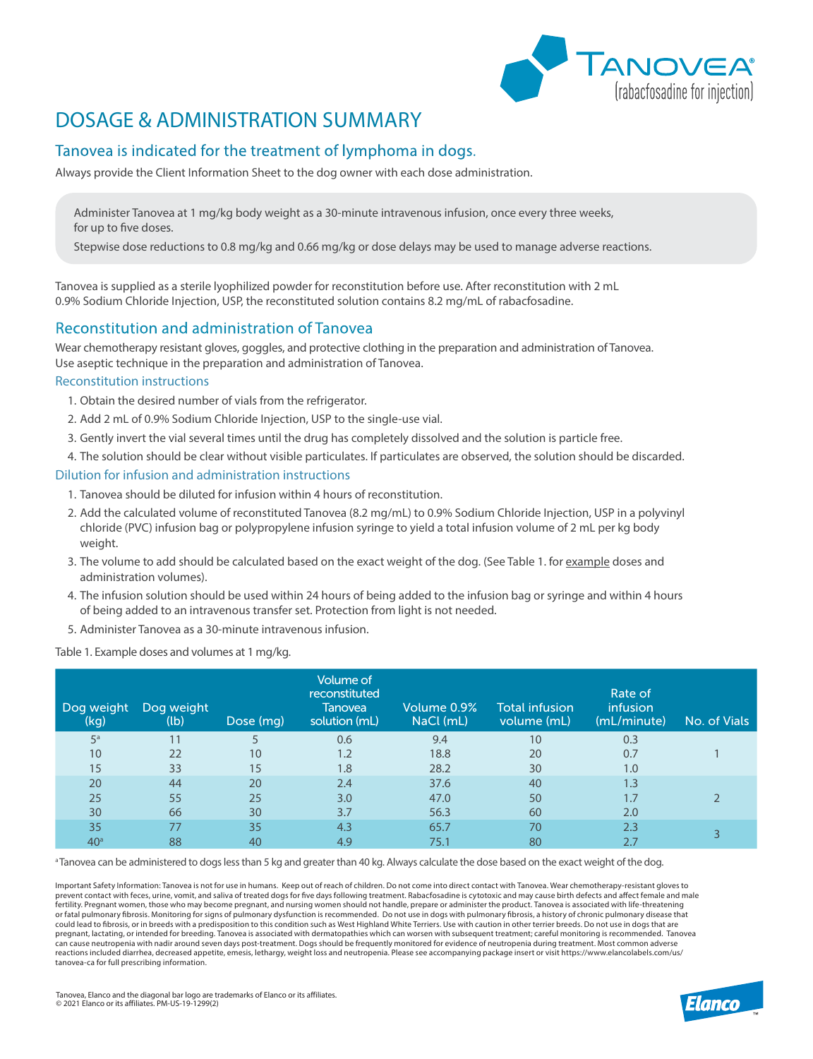TANOVEA®
(rabacfosadine for injection)

# DOSAGE & ADMINISTRATION SUMMARY

## Tanovea is indicated for the treatment of lymphoma in dogs.

Always provide the Client Information Sheet to the dog owner with each dose administration.

> Administer Tanovea at 1 mg/kg body weight as a 30-minute intravenous infusion, once every three weeks, for up to five doses.
>
> Stepwise dose reductions to 0.8 mg/kg and 0.66 mg/kg or dose delays may be used to manage adverse reactions.

Tanovea is supplied as a sterile lyophilized powder for reconstitution before use. After reconstitution with 2 mL 0.9% Sodium Chloride Injection, USP, the reconstituted solution contains 8.2 mg/mL of rabacfosadine.

## Reconstitution and administration of Tanovea

Wear chemotherapy resistant gloves, goggles, and protective clothing in the preparation and administration of Tanovea. Use aseptic technique in the preparation and administration of Tanovea.

### Reconstitution instructions

1. Obtain the desired number of vials from the refrigerator.
2. Add 2 mL of 0.9% Sodium Chloride Injection, USP to the single-use vial.
3. Gently invert the vial several times until the drug has completely dissolved and the solution is particle free.
4. The solution should be clear without visible particulates. If particulates are observed, the solution should be discarded.

### Dilution for infusion and administration instructions

1. Tanovea should be diluted for infusion within 4 hours of reconstitution.
2. Add the calculated volume of reconstituted Tanovea (8.2 mg/mL) to 0.9% Sodium Chloride Injection, USP in a polyvinyl chloride (PVC) infusion bag or polypropylene infusion syringe to yield a total infusion volume of 2 mL per kg body weight.
3. The volume to add should be calculated based on the exact weight of the dog. (See Table 1. for example doses and administration volumes).
4. The infusion solution should be used within 24 hours of being added to the infusion bag or syringe and within 4 hours of being added to an intravenous transfer set. Protection from light is not needed.
5. Administer Tanovea as a 30-minute intravenous infusion.

Table 1. Example doses and volumes at 1 mg/kg.

| Dog weight (kg) | Dog weight (lb) | Dose (mg) | Volume of reconstituted Tanovea solution (mL) | Volume 0.9% NaCl (mL) | Total infusion volume (mL) | Rate of infusion (mL/minute) | No. of Vials |
|---|---|---|---|---|---|---|---|
| 5[a] | 11 | 5 | 0.6 | 9.4 | 10 | 0.3 | 1 |
| 10 | 22 | 10 | 1.2 | 18.8 | 20 | 0.7 | 1 |
| 15 | 33 | 15 | 1.8 | 28.2 | 30 | 1.0 | 1 |
| 20 | 44 | 20 | 2.4 | 37.6 | 40 | 1.3 | 2 |
| 25 | 55 | 25 | 3.0 | 47.0 | 50 | 1.7 | 2 |
| 30 | 66 | 30 | 3.7 | 56.3 | 60 | 2.0 | 2 |
| 35 | 77 | 35 | 4.3 | 65.7 | 70 | 2.3 | 3 |
| 40[a] | 88 | 40 | 4.9 | 75.1 | 80 | 2.7 | 3 |

[a] Tanovea can be administered to dogs less than 5 kg and greater than 40 kg. Always calculate the dose based on the exact weight of the dog.

Important Safety Information: Tanovea is not for use in humans. Keep out of reach of children. Do not come into direct contact with Tanovea. Wear chemotherapy-resistant gloves to prevent contact with feces, urine, vomit, and saliva of treated dogs for five days following treatment. Rabacfosadine is cytotoxic and may cause birth defects and affect female and male fertility. Pregnant women, those who may become pregnant, and nursing women should not handle, prepare or administer the product. Tanovea is associated with life-threatening or fatal pulmonary fibrosis. Monitoring for signs of pulmonary dysfunction is recommended. Do not use in dogs with pulmonary fibrosis, a history of chronic pulmonary disease that could lead to fibrosis, or in breeds with a predisposition to this condition such as West Highland White Terriers. Use with caution in other terrier breeds. Do not use in dogs that are pregnant, lactating, or intended for breeding. Tanovea is associated with dermatopathies which can worsen with subsequent treatment; careful monitoring is recommended. Tanovea can cause neutropenia with nadir around seven days post-treatment. Dogs should be frequently monitored for evidence of neutropenia during treatment. Most common adverse reactions included diarrhea, decreased appetite, emesis, lethargy, weight loss and neutropenia. Please see accompanying package insert or visit https://www.elancolabels.com/us/tanovea-ca for full prescribing information.

Tanovea, Elanco and the diagonal bar logo are trademarks of Elanco or its affiliates.
© 2021 Elanco or its affiliates. PM-US-19-1299(2)

Elanco™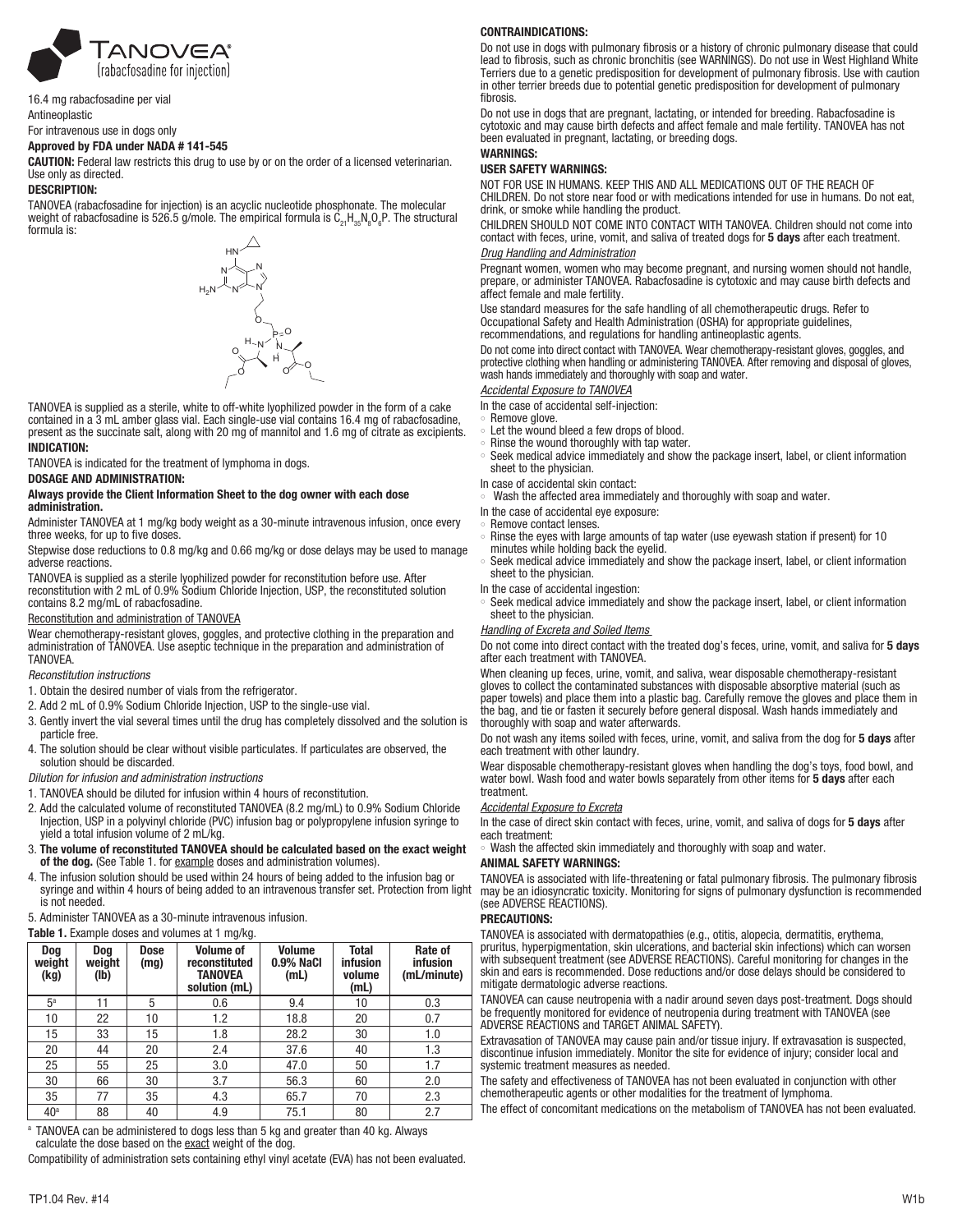# TANOVEA® (rabacfosadine for injection)

16.4 mg rabacfosadine per vial

Antineoplastic

For intravenous use in dogs only

**Approved by FDA under NADA # 141-545**

**CAUTION:** Federal law restricts this drug to use by or on the order of a licensed veterinarian. Use only as directed.

**DESCRIPTION:**

TANOVEA (rabacfosadine for injection) is an acyclic nucleotide phosphonate. The molecular weight of rabacfosadine is 526.5 g/mole. The empirical formula is $C_{21}H_{35}N_8O_6P$. The structural formula is:

TANOVEA is supplied as a sterile, white to off-white lyophilized powder in the form of a cake contained in a 3 mL amber glass vial. Each single-use vial contains 16.4 mg of rabacfosadine, present as the succinate salt, along with 20 mg of mannitol and 1.6 mg of citrate as excipients.

**INDICATION:**

TANOVEA is indicated for the treatment of lymphoma in dogs.

**DOSAGE AND ADMINISTRATION:**

**Always provide the Client Information Sheet to the dog owner with each dose administration.**

Administer TANOVEA at 1 mg/kg body weight as a 30-minute intravenous infusion, once every three weeks, for up to five doses.

Stepwise dose reductions to 0.8 mg/kg and 0.66 mg/kg or dose delays may be used to manage adverse reactions.

TANOVEA is supplied as a sterile lyophilized powder for reconstitution before use. After reconstitution with 2 mL of 0.9% Sodium Chloride Injection, USP, the reconstituted solution contains 8.2 mg/mL of rabacfosadine.

Reconstitution and administration of TANOVEA

Wear chemotherapy-resistant gloves, goggles, and protective clothing in the preparation and administration of TANOVEA. Use aseptic technique in the preparation and administration of TANOVEA.

*Reconstitution instructions*

1. Obtain the desired number of vials from the refrigerator.
2. Add 2 mL of 0.9% Sodium Chloride Injection, USP to the single-use vial.
3. Gently invert the vial several times until the drug has completely dissolved and the solution is particle free.
4. The solution should be clear without visible particulates. If particulates are observed, the solution should be discarded.

*Dilution for infusion and administration instructions*

1. TANOVEA should be diluted for infusion within 4 hours of reconstitution.
2. Add the calculated volume of reconstituted TANOVEA (8.2 mg/mL) to 0.9% Sodium Chloride Injection, USP in a polyvinyl chloride (PVC) infusion bag or polypropylene infusion syringe to yield a total infusion volume of 2 mL/kg.
3. **The volume of reconstituted TANOVEA should be calculated based on the exact weight of the dog.** (See Table 1. for example doses and administration volumes).
4. The infusion solution should be used within 24 hours of being added to the infusion bag or syringe and within 4 hours of being added to an intravenous transfer set. Protection from light is not needed.
5. Administer TANOVEA as a 30-minute intravenous infusion.

**Table 1.** Example doses and volumes at 1 mg/kg.

| Dog weight (kg) | Dog weight (lb) | Dose (mg) | Volume of reconstituted TANOVEA solution (mL) | Volume 0.9% NaCl (mL) | Total infusion volume (mL) | Rate of infusion (mL/minute) |
|---|---|---|---|---|---|---|
| 5[a] | 11 | 5 | 0.6 | 9.4 | 10 | 0.3 |
| 10 | 22 | 10 | 1.2 | 18.8 | 20 | 0.7 |
| 15 | 33 | 15 | 1.8 | 28.2 | 30 | 1.0 |
| 20 | 44 | 20 | 2.4 | 37.6 | 40 | 1.3 |
| 25 | 55 | 25 | 3.0 | 47.0 | 50 | 1.7 |
| 30 | 66 | 30 | 3.7 | 56.3 | 60 | 2.0 |
| 35 | 77 | 35 | 4.3 | 65.7 | 70 | 2.3 |
| 40[a] | 88 | 40 | 4.9 | 75.1 | 80 | 2.7 |

[a] TANOVEA can be administered to dogs less than 5 kg and greater than 40 kg. Always calculate the dose based on the exact weight of the dog.

Compatibility of administration sets containing ethyl vinyl acetate (EVA) has not been evaluated.

**CONTRAINDICATIONS:**

Do not use in dogs with pulmonary fibrosis or a history of chronic pulmonary disease that could lead to fibrosis, such as chronic bronchitis (see WARNINGS). Do not use in West Highland White Terriers due to a genetic predisposition for development of pulmonary fibrosis. Use with caution in other terrier breeds due to potential genetic predisposition for development of pulmonary fibrosis.

Do not use in dogs that are pregnant, lactating, or intended for breeding. Rabacfosadine is cytotoxic and may cause birth defects and affect female and male fertility. TANOVEA has not been evaluated in pregnant, lactating, or breeding dogs.

**WARNINGS:**

**USER SAFETY WARNINGS:**

NOT FOR USE IN HUMANS. KEEP THIS AND ALL MEDICATIONS OUT OF THE REACH OF CHILDREN. Do not store near food or with medications intended for use in humans. Do not eat, drink, or smoke while handling the product.

CHILDREN SHOULD NOT COME INTO CONTACT WITH TANOVEA. Children should not come into contact with feces, urine, vomit, and saliva of treated dogs for **5 days** after each treatment.

*Drug Handling and Administration*

Pregnant women, women who may become pregnant, and nursing women should not handle, prepare, or administer TANOVEA. Rabacfosadine is cytotoxic and may cause birth defects and affect female and male fertility.

Use standard measures for the safe handling of all chemotherapeutic drugs. Refer to Occupational Safety and Health Administration (OSHA) for appropriate guidelines, recommendations, and regulations for handling antineoplastic agents.

Do not come into direct contact with TANOVEA. Wear chemotherapy-resistant gloves, goggles, and protective clothing when handling or administering TANOVEA. After removing and disposal of gloves, wash hands immediately and thoroughly with soap and water.

*Accidental Exposure to TANOVEA*

In the case of accidental self-injection:

- Remove glove.
- Let the wound bleed a few drops of blood.
- Rinse the wound thoroughly with tap water.
- Seek medical advice immediately and show the package insert, label, or client information sheet to the physician.

In case of accidental skin contact:

- Wash the affected area immediately and thoroughly with soap and water.

In the case of accidental eye exposure:

- Remove contact lenses.
- Rinse the eyes with large amounts of tap water (use eyewash station if present) for 10 minutes while holding back the eyelid.
- Seek medical advice immediately and show the package insert, label, or client information sheet to the physician.

In the case of accidental ingestion:

- Seek medical advice immediately and show the package insert, label, or client information sheet to the physician.

*Handling of Excreta and Soiled Items*

Do not come into direct contact with the treated dog's feces, urine, vomit, and saliva for **5 days** after each treatment with TANOVEA.

When cleaning up feces, urine, vomit, and saliva, wear disposable chemotherapy-resistant gloves to collect the contaminated substances with disposable absorptive material (such as paper towels) and place them into a plastic bag. Carefully remove the gloves and place them in the bag, and tie or fasten it securely before general disposal. Wash hands immediately and thoroughly with soap and water afterwards.

Do not wash any items soiled with feces, urine, vomit, and saliva from the dog for **5 days** after each treatment with other laundry.

Wear disposable chemotherapy-resistant gloves when handling the dog's toys, food bowl, and water bowl. Wash food and water bowls separately from other items for **5 days** after each treatment.

*Accidental Exposure to Excreta*

In the case of direct skin contact with feces, urine, vomit, and saliva of dogs for **5 days** after each treatment:

- Wash the affected skin immediately and thoroughly with soap and water.

**ANIMAL SAFETY WARNINGS:**

TANOVEA is associated with life-threatening or fatal pulmonary fibrosis. The pulmonary fibrosis may be an idiosyncratic toxicity. Monitoring for signs of pulmonary dysfunction is recommended (see ADVERSE REACTIONS).

**PRECAUTIONS:**

TANOVEA is associated with dermatopathies (e.g., otitis, alopecia, dermatitis, erythema, pruritus, hyperpigmentation, skin ulcerations, and bacterial skin infections) which can worsen with subsequent treatment (see ADVERSE REACTIONS). Careful monitoring for changes in the skin and ears is recommended. Dose reductions and/or dose delays should be considered to mitigate dermatologic adverse reactions.

TANOVEA can cause neutropenia with a nadir around seven days post-treatment. Dogs should be frequently monitored for evidence of neutropenia during treatment with TANOVEA (see ADVERSE REACTIONS and TARGET ANIMAL SAFETY).

Extravasation of TANOVEA may cause pain and/or tissue injury. If extravasation is suspected, discontinue infusion immediately. Monitor the site for evidence of injury; consider local and systemic treatment measures as needed.

The safety and effectiveness of TANOVEA has not been evaluated in conjunction with other chemotherapeutic agents or other modalities for the treatment of lymphoma.

The effect of concomitant medications on the metabolism of TANOVEA has not been evaluated.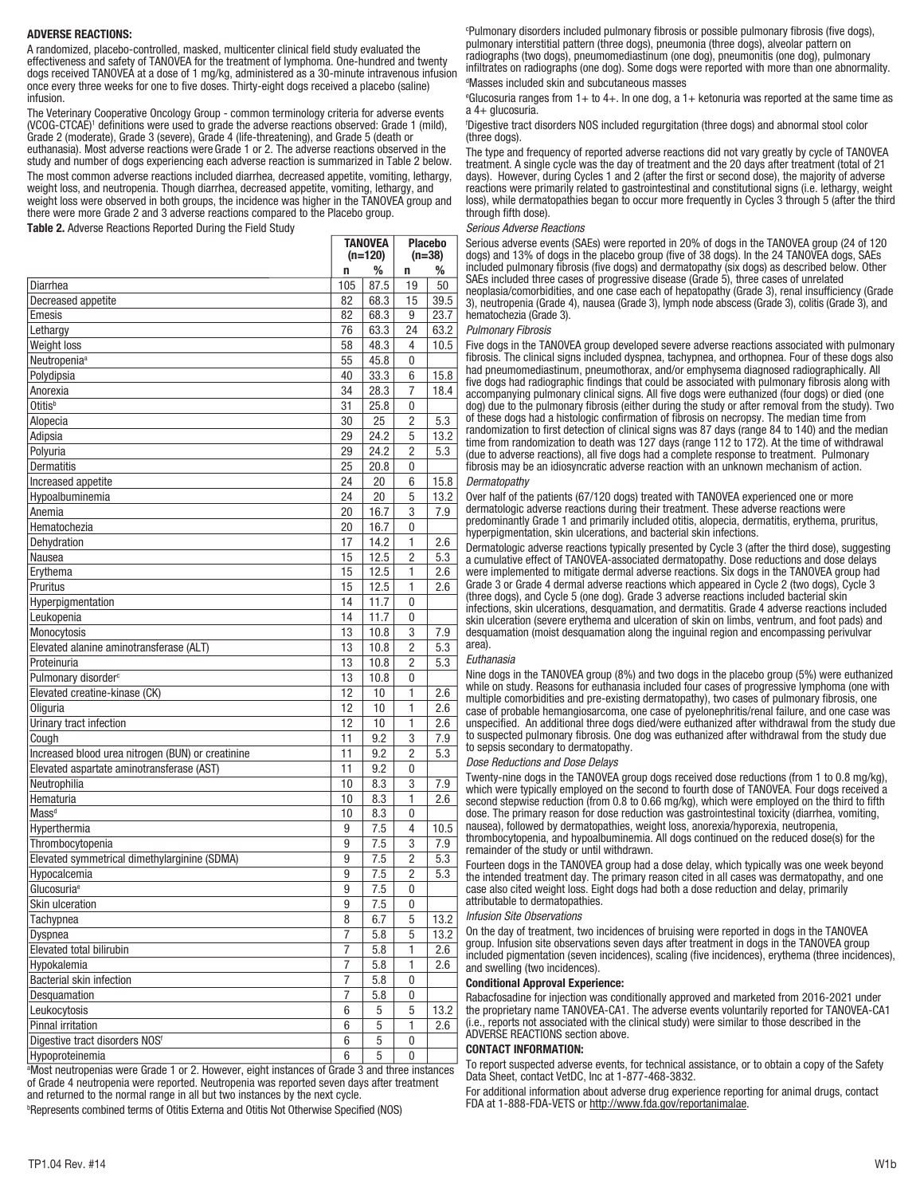## ADVERSE REACTIONS:

A randomized, placebo-controlled, masked, multicenter clinical field study evaluated the effectiveness and safety of TANOVEA for the treatment of lymphoma. One-hundred and twenty dogs received TANOVEA at a dose of 1 mg/kg, administered as a 30-minute intravenous infusion once every three weeks for one to five doses. Thirty-eight dogs received a placebo (saline) infusion.

The Veterinary Cooperative Oncology Group - common terminology criteria for adverse events (VCOG-CTCAE)[1] definitions were used to grade the adverse reactions observed: Grade 1 (mild), Grade 2 (moderate), Grade 3 (severe), Grade 4 (life-threatening), and Grade 5 (death or euthanasia). Most adverse reactions were Grade 1 or 2. The adverse reactions observed in the study and number of dogs experiencing each adverse reaction is summarized in Table 2 below.

The most common adverse reactions included diarrhea, decreased appetite, vomiting, lethargy, weight loss, and neutropenia. Though diarrhea, decreased appetite, vomiting, lethargy, and weight loss were observed in both groups, the incidence was higher in the TANOVEA group and there were more Grade 2 and 3 adverse reactions compared to the Placebo group.

**Table 2.** Adverse Reactions Reported During the Field Study

| | TANOVEA (n=120) | | Placebo (n=38) | |
|---|---|---|---|---|
| | n | % | n | % |
| Diarrhea | 105 | 87.5 | 19 | 50 |
| Decreased appetite | 82 | 68.3 | 15 | 39.5 |
| Emesis | 82 | 68.3 | 9 | 23.7 |
| Lethargy | 76 | 63.3 | 24 | 63.2 |
| Weight loss | 58 | 48.3 | 4 | 10.5 |
| Neutropenia[a] | 55 | 45.8 | 0 | |
| Polydipsia | 40 | 33.3 | 6 | 15.8 |
| Anorexia | 34 | 28.3 | 7 | 18.4 |
| Otitis[b] | 31 | 25.8 | 0 | |
| Alopecia | 30 | 25 | 2 | 5.3 |
| Adipsia | 29 | 24.2 | 5 | 13.2 |
| Polyuria | 29 | 24.2 | 2 | 5.3 |
| Dermatitis | 25 | 20.8 | 0 | |
| Increased appetite | 24 | 20 | 6 | 15.8 |
| Hypoalbuminemia | 24 | 20 | 5 | 13.2 |
| Anemia | 20 | 16.7 | 3 | 7.9 |
| Hematochezia | 20 | 16.7 | 0 | |
| Dehydration | 17 | 14.2 | 1 | 2.6 |
| Nausea | 15 | 12.5 | 2 | 5.3 |
| Erythema | 15 | 12.5 | 1 | 2.6 |
| Pruritus | 15 | 12.5 | 1 | 2.6 |
| Hyperpigmentation | 14 | 11.7 | 0 | |
| Leukopenia | 14 | 11.7 | 0 | |
| Monocytosis | 13 | 10.8 | 3 | 7.9 |
| Elevated alanine aminotransferase (ALT) | 13 | 10.8 | 2 | 5.3 |
| Proteinuria | 13 | 10.8 | 2 | 5.3 |
| Pulmonary disorder[c] | 13 | 10.8 | 0 | |
| Elevated creatine-kinase (CK) | 12 | 10 | 1 | 2.6 |
| Oliguria | 12 | 10 | 1 | 2.6 |
| Urinary tract infection | 12 | 10 | 1 | 2.6 |
| Cough | 11 | 9.2 | 3 | 7.9 |
| Increased blood urea nitrogen (BUN) or creatinine | 11 | 9.2 | 2 | 5.3 |
| Elevated aspartate aminotransferase (AST) | 11 | 9.2 | 0 | |
| Neutrophilia | 10 | 8.3 | 3 | 7.9 |
| Hematuria | 10 | 8.3 | 1 | 2.6 |
| Mass[d] | 10 | 8.3 | 0 | |
| Hyperthermia | 9 | 7.5 | 4 | 10.5 |
| Thrombocytopenia | 9 | 7.5 | 3 | 7.9 |
| Elevated symmetrical dimethylarginine (SDMA) | 9 | 7.5 | 2 | 5.3 |
| Hypocalcemia | 9 | 7.5 | 2 | 5.3 |
| Glucosuria[e] | 9 | 7.5 | 0 | |
| Skin ulceration | 9 | 7.5 | 0 | |
| Tachypnea | 8 | 6.7 | 5 | 13.2 |
| Dyspnea | 7 | 5.8 | 5 | 13.2 |
| Elevated total bilirubin | 7 | 5.8 | 1 | 2.6 |
| Hypokalemia | 7 | 5.8 | 1 | 2.6 |
| Bacterial skin infection | 7 | 5.8 | 0 | |
| Desquamation | 7 | 5.8 | 0 | |
| Leukocytosis | 6 | 5 | 5 | 13.2 |
| Pinnal irritation | 6 | 5 | 1 | 2.6 |
| Digestive tract disorders NOS[f] | 6 | 5 | 0 | |
| Hypoproteinemia | 6 | 5 | 0 | |

[a]Most neutropenias were Grade 1 or 2. However, eight instances of Grade 3 and three instances of Grade 4 neutropenia were reported. Neutropenia was reported seven days after treatment and returned to the normal range in all but two instances by the next cycle.

[b]Represents combined terms of Otitis Externa and Otitis Not Otherwise Specified (NOS)

[c]Pulmonary disorders included pulmonary fibrosis or possible pulmonary fibrosis (five dogs), pulmonary interstitial pattern (three dogs), pneumonia (three dogs), alveolar pattern on radiographs (two dogs), pneumomediastinum (one dog), pneumonitis (one dog), pulmonary infiltrates on radiographs (one dog). Some dogs were reported with more than one abnormality.

[d]Masses included skin and subcutaneous masses

[e]Glucosuria ranges from 1+ to 4+. In one dog, a 1+ ketonuria was reported at the same time as a 4+ glucosuria.

[f]Digestive tract disorders NOS included regurgitation (three dogs) and abnormal stool color (three dogs).

The type and frequency of reported adverse reactions did not vary greatly by cycle of TANOVEA treatment. A single cycle was the day of treatment and the 20 days after treatment (total of 21 days). However, during Cycles 1 and 2 (after the first or second dose), the majority of adverse reactions were primarily related to gastrointestinal and constitutional signs (i.e. lethargy, weight loss), while dermatopathies began to occur more frequently in Cycles 3 through 5 (after the third through fifth dose).

*Serious Adverse Reactions*

Serious adverse events (SAEs) were reported in 20% of dogs in the TANOVEA group (24 of 120 dogs) and 13% of dogs in the placebo group (five of 38 dogs). In the 24 TANOVEA dogs, SAEs included pulmonary fibrosis (five dogs) and dermatopathy (six dogs) as described below. Other SAEs included three cases of progressive disease (Grade 5), three cases of unrelated neoplasia/comorbidities, and one case each of hepatopathy (Grade 3), renal insufficiency (Grade 3), neutropenia (Grade 4), nausea (Grade 3), lymph node abscess (Grade 3), colitis (Grade 3), and hematochezia (Grade 3).

*Pulmonary Fibrosis*

Five dogs in the TANOVEA group developed severe adverse reactions associated with pulmonary fibrosis. The clinical signs included dyspnea, tachypnea, and orthopnea. Four of these dogs also had pneumomediastinum, pneumothorax, and/or emphysema diagnosed radiographically. All five dogs had radiographic findings that could be associated with pulmonary fibrosis along with accompanying pulmonary clinical signs. All five dogs were euthanized (four dogs) or died (one dog) due to the pulmonary fibrosis (either during the study or after removal from the study). Two of these dogs had a histologic confirmation of fibrosis on necropsy. The median time from randomization to first detection of clinical signs was 87 days (range 84 to 140) and the median time from randomization to death was 127 days (range 112 to 172). At the time of withdrawal (due to adverse reactions), all five dogs had a complete response to treatment. Pulmonary fibrosis may be an idiosyncratic adverse reaction with an unknown mechanism of action.

*Dermatopathy*

Over half of the patients (67/120 dogs) treated with TANOVEA experienced one or more dermatologic adverse reactions during their treatment. These adverse reactions were predominantly Grade 1 and primarily included otitis, alopecia, dermatitis, erythema, pruritus, hyperpigmentation, skin ulcerations, and bacterial skin infections.

Dermatologic adverse reactions typically presented by Cycle 3 (after the third dose), suggesting a cumulative effect of TANOVEA-associated dermatopathy. Dose reductions and dose delays were implemented to mitigate dermal adverse reactions. Six dogs in the TANOVEA group had Grade 3 or Grade 4 dermal adverse reactions which appeared in Cycle 2 (two dogs), Cycle 3 (three dogs), and Cycle 5 (one dog). Grade 3 adverse reactions included bacterial skin infections, skin ulcerations, desquamation, and dermatitis. Grade 4 adverse reactions included skin ulceration (severe erythema and ulceration of skin on limbs, ventrum, and foot pads) and desquamation (moist desquamation along the inguinal region and encompassing perivulvar area).

*Euthanasia*

Nine dogs in the TANOVEA group (8%) and two dogs in the placebo group (5%) were euthanized while on study. Reasons for euthanasia included four cases of progressive lymphoma (one with multiple comorbidities and pre-existing dermatopathy), two cases of pulmonary fibrosis, one case of probable hemangiosarcoma, one case of pyelonephritis/renal failure, and one case was unspecified. An additional three dogs died/were euthanized after withdrawal from the study due to suspected pulmonary fibrosis. One dog was euthanized after withdrawal from the study due to sepsis secondary to dermatopathy.

*Dose Reductions and Dose Delays*

Twenty-nine dogs in the TANOVEA group dogs received dose reductions (from 1 to 0.8 mg/kg), which were typically employed on the second to fourth dose of TANOVEA. Four dogs received a second stepwise reduction (from 0.8 to 0.66 mg/kg), which were employed on the third to fifth dose. The primary reason for dose reduction was gastrointestinal toxicity (diarrhea, vomiting, nausea), followed by dermatopathies, weight loss, anorexia/hyporexia, neutropenia, thrombocytopenia, and hypoalbuminemia. All dogs continued on the reduced dose(s) for the remainder of the study or until withdrawn.

Fourteen dogs in the TANOVEA group had a dose delay, which typically was one week beyond the intended treatment day. The primary reason cited in all cases was dermatopathy, and one case also cited weight loss. Eight dogs had both a dose reduction and delay, primarily attributable to dermatopathies.

*Infusion Site Observations*

On the day of treatment, two incidences of bruising were reported in dogs in the TANOVEA group. Infusion site observations seven days after treatment in dogs in the TANOVEA group included pigmentation (seven incidences), scaling (five incidences), erythema (three incidences), and swelling (two incidences).

### Conditional Approval Experience:

Rabacfosadine for injection was conditionally approved and marketed from 2016-2021 under the proprietary name TANOVEA-CA1. The adverse events voluntarily reported for TANOVEA-CA1 (i.e., reports not associated with the clinical study) were similar to those described in the ADVERSE REACTIONS section above.

## CONTACT INFORMATION:

To report suspected adverse events, for technical assistance, or to obtain a copy of the Safety Data Sheet, contact VetDC, Inc at 1-877-468-3832.

For additional information about adverse drug experience reporting for animal drugs, contact FDA at 1-888-FDA-VETS or http://www.fda.gov/reportanimalae.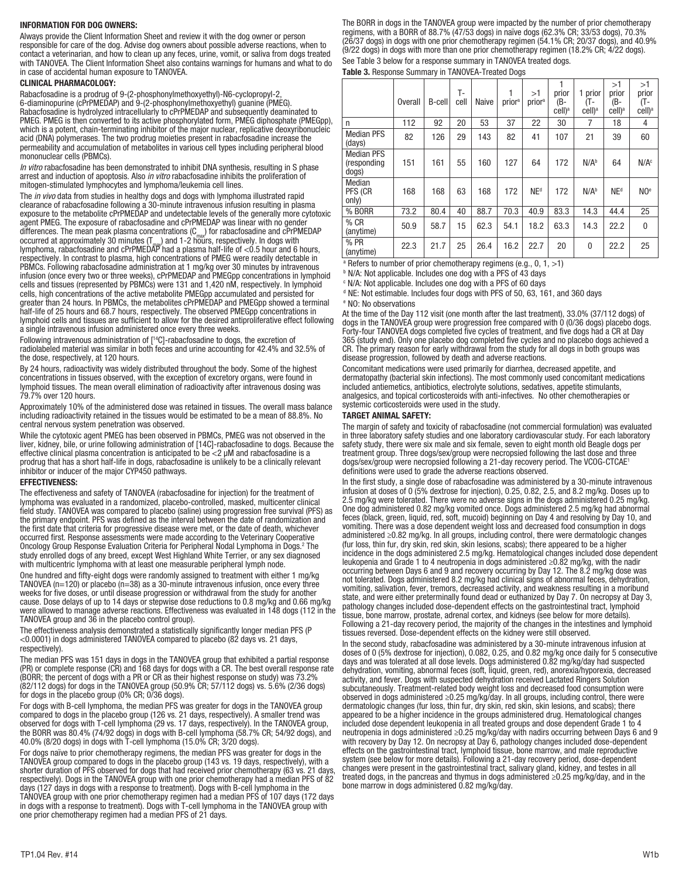**INFORMATION FOR DOG OWNERS:**

Always provide the Client Information Sheet and review it with the dog owner or person responsible for care of the dog. Advise dog owners about possible adverse reactions, when to contact a veterinarian, and how to clean up any feces, urine, vomit, or saliva from dogs treated with TANOVEA. The Client Information Sheet also contains warnings for humans and what to do in case of accidental human exposure to TANOVEA.

**CLINICAL PHARMACOLOGY:**

Rabacfosadine is a prodrug of 9-(2-phosphonylmethoxyethyl)-N6-cyclopropyl-2, 6-diaminopurine (cPrPMEDAP) and 9-(2-phosphonylmethoxyethyl) guanine (PMEG). Rabacfosadine is hydrolyzed intracellularly to cPrPMEDAP and subsequently deaminated to PMEG. PMEG is then converted to its active phosphorylated form, PMEG diphosphate (PMEGpp), which is a potent, chain-terminating inhibitor of the major nuclear, replicative deoxyribonucleic acid (DNA) polymerases. The two prodrug moieties present in rabacfosadine increase the permeability and accumulation of metabolites in various cell types including peripheral blood mononuclear cells (PBMCs).

*In vitro* rabacfosadine has been demonstrated to inhibit DNA synthesis, resulting in S phase arrest and induction of apoptosis. Also *in vitro* rabacfosadine inhibits the proliferation of mitogen-stimulated lymphocytes and lymphoma/leukemia cell lines.

The *in vivo* data from studies in healthy dogs and dogs with lymphoma illustrated rapid clearance of rabacfosadine following a 30-minute intravenous infusion resulting in plasma exposure to the metabolite cPrPMEDAP and undetectable levels of the generally more cytotoxic agent PMEG. The exposure of rabacfosadine and cPrPMEDAP was linear with no gender differences. The mean peak plasma concentrations ($C_{max}$) for rabacfosadine and cPrPMEDAP occurred at approximately 30 minutes ($T_{max}$) and 1-2 hours, respectively. In dogs with lymphoma, rabacfosadine and cPrPMEDAP had a plasma half-life of <0.5 hour and 6 hours, respectively. In contrast to plasma, high concentrations of PMEG were readily detectable in PBMCs. Following rabacfosadine administration at 1 mg/kg over 30 minutes by intravenous infusion (once every two or three weeks), cPrPMEDAP and PMEGpp concentrations in lymphoid cells and tissues (represented by PBMCs) were 131 and 1,420 nM, respectively. In lymphoid cells, high concentrations of the active metabolite PMEGpp accumulated and persisted for greater than 24 hours. In PBMCs, the metabolites cPrPMEDAP and PMEGpp showed a terminal half-life of 25 hours and 68.7 hours, respectively. The observed PMEGpp concentrations in lymphoid cells and tissues are sufficient to allow for the desired antiproliferative effect following a single intravenous infusion administered once every three weeks.

Following intravenous administration of [$^{14}$C]-rabacfosadine to dogs, the excretion of radiolabeled material was similar in both feces and urine accounting for 42.4% and 32.5% of the dose, respectively, at 120 hours.

By 24 hours, radioactivity was widely distributed throughout the body. Some of the highest concentrations in tissues observed, with the exception of excretory organs, were found in lymphoid tissues. The mean overall elimination of radioactivity after intravenous dosing was 79.7% over 120 hours.

Approximately 10% of the administered dose was retained in tissues. The overall mass balance including radioactivity retained in the tissues would be estimated to be a mean of 88.8%. No central nervous system penetration was observed.

While the cytotoxic agent PMEG has been observed in PBMCs, PMEG was not observed in the liver, kidney, bile, or urine following administration of [14C]-rabacfosadine to dogs. Because the effective clinical plasma concentration is anticipated to be <2 μM and rabacfosadine is a prodrug that has a short half-life in dogs, rabacfosadine is unlikely to be a clinically relevant inhibitor or inducer of the major CYP450 pathways.

**EFFECTIVENESS:**

The effectiveness and safety of TANOVEA (rabacfosadine for injection) for the treatment of lymphoma was evaluated in a randomized, placebo-controlled, masked, multicenter clinical field study. TANOVEA was compared to placebo (saline) using progression free survival (PFS) as the primary endpoint. PFS was defined as the interval between the date of randomization and the first date that criteria for progressive disease were met, or the date of death, whichever occurred first. Response assessments were made according to the Veterinary Cooperative Oncology Group Response Evaluation Criteria for Peripheral Nodal Lymphoma in Dogs.[2] The study enrolled dogs of any breed, except West Highland White Terrier, or any sex diagnosed with multicentric lymphoma with at least one measurable peripheral lymph node.

One hundred and fifty-eight dogs were randomly assigned to treatment with either 1 mg/kg TANOVEA (n=120) or placebo (n=38) as a 30-minute intravenous infusion, once every three weeks for five doses, or until disease progression or withdrawal from the study for another cause. Dose delays of up to 14 days or stepwise dose reductions to 0.8 mg/kg and 0.66 mg/kg were allowed to manage adverse reactions. Effectiveness was evaluated in 148 dogs (112 in the TANOVEA group and 36 in the placebo control group).

The effectiveness analysis demonstrated a statistically significantly longer median PFS (P <0.0001) in dogs administered TANOVEA compared to placebo (82 days vs. 21 days, respectively).

The median PFS was 151 days in dogs in the TANOVEA group that exhibited a partial response (PR) or complete response (CR) and 168 days for dogs with a CR. The best overall response rate (BORR; the percent of dogs with a PR or CR as their highest response on study) was 73.2% (82/112 dogs) for dogs in the TANOVEA group (50.9% CR; 57/112 dogs) vs. 5.6% (2/36 dogs) for dogs in the placebo group (0% CR; 0/36 dogs).

For dogs with B-cell lymphoma, the median PFS was greater for dogs in the TANOVEA group compared to dogs in the placebo group (126 vs. 21 days, respectively). A smaller trend was observed for dogs with T-cell lymphoma (29 vs. 17 days, respectively). In the TANOVEA group, the BORR was 80.4% (74/92 dogs) in dogs with B-cell lymphoma (58.7% CR; 54/92 dogs), and 40.0% (8/20 dogs) in dogs with T-cell lymphoma (15.0% CR; 3/20 dogs).

For dogs naïve to prior chemotherapy regimens, the median PFS was greater for dogs in the TANOVEA group compared to dogs in the placebo group (143 vs. 19 days, respectively), with a shorter duration of PFS observed for dogs that had received prior chemotherapy (63 vs. 21 days, respectively). Dogs in the TANOVEA group with one prior chemotherapy had a median PFS of 82 days (127 days in dogs with a response to treatment). Dogs with B-cell lymphoma in the TANOVEA group with one prior chemotherapy regimen had a median PFS of 107 days (172 days in dogs with a response to treatment). Dogs with T-cell lymphoma in the TANOVEA group with one prior chemotherapy regimen had a median PFS of 21 days.

The BORR in dogs in the TANOVEA group were impacted by the number of prior chemotherapy regimens, with a BORR of 88.7% (47/53 dogs) in naïve dogs (62.3% CR; 33/53 dogs), 70.3% (26/37 dogs) in dogs with one prior chemotherapy regimen (54.1% CR; 20/37 dogs), and 40.9% (9/22 dogs) in dogs with more than one prior chemotherapy regimen (18.2% CR; 4/22 dogs).

See Table 3 below for a response summary in TANOVEA treated dogs.

**Table 3.** Response Summary in TANOVEA-Treated Dogs

| | Overall | B-cell | T-cell | Naive | 1 prior[a] | >1 prior[a] | 1 prior (B-cell)[a] | 1 prior (T-cell)[a] | >1 prior (B-cell)[a] | >1 prior (T-cell)[a] |
|---|---|---|---|---|---|---|---|---|---|---|
| n | 112 | 92 | 20 | 53 | 37 | 22 | 30 | 7 | 18 | 4 |
| Median PFS (days) | 82 | 126 | 29 | 143 | 82 | 41 | 107 | 21 | 39 | 60 |
| Median PFS (responding dogs) | 151 | 161 | 55 | 160 | 127 | 64 | 172 | N/A[b] | 64 | N/A[c] |
| Median PFS (CR only) | 168 | 168 | 63 | 168 | 172 | NE[d] | 172 | N/A[b] | NE[d] | NO[e] |
| % BORR | 73.2 | 80.4 | 40 | 88.7 | 70.3 | 40.9 | 83.3 | 14.3 | 44.4 | 25 |
| % CR (anytime) | 50.9 | 58.7 | 15 | 62.3 | 54.1 | 18.2 | 63.3 | 14.3 | 22.2 | 0 |
| % PR (anytime) | 22.3 | 21.7 | 25 | 26.4 | 16.2 | 22.7 | 20 | 0 | 22.2 | 25 |

[a] Refers to number of prior chemotherapy regimens (e.g., 0, 1, >1)
[b] N/A: Not applicable. Includes one dog with a PFS of 43 days
[c] N/A: Not applicable. Includes one dog with a PFS of 60 days
[d] NE: Not estimable. Includes four dogs with PFS of 50, 63, 161, and 360 days
[e] NO: No observations

At the time of the Day 112 visit (one month after the last treatment), 33.0% (37/112 dogs) of dogs in the TANOVEA group were progression free compared with 0 (0/36 dogs) placebo dogs. Forty-four TANOVEA dogs completed five cycles of treatment, and five dogs had a CR at Day 365 (study end). Only one placebo dog completed five cycles and no placebo dogs achieved a CR. The primary reason for early withdrawal from the study for all dogs in both groups was disease progression, followed by death and adverse reactions.

Concomitant medications were used primarily for diarrhea, decreased appetite, and dermatopathy (bacterial skin infections). The most commonly used concomitant medications included antiemetics, antibiotics, electrolyte solutions, sedatives, appetite stimulants, analgesics, and topical corticosteroids with anti-infectives. No other chemotherapies or systemic corticosteroids were used in the study.

**TARGET ANIMAL SAFETY:**

The margin of safety and toxicity of rabacfosadine (not commercial formulation) was evaluated in three laboratory safety studies and one laboratory cardiovascular study. For each laboratory safety study, there were six male and six female, seven to eight month old Beagle dogs per treatment group. Three dogs/sex/group were necropsied following the last dose and three dogs/sex/group were necropsied following a 21-day recovery period. The VCOG-CTCAE[1] definitions were used to grade the adverse reactions observed.

In the first study, a single dose of rabacfosadine was administered by a 30-minute intravenous infusion at doses of 0 (5% dextrose for injection), 0.25, 0.82, 2.5, and 8.2 mg/kg. Doses up to 2.5 mg/kg were tolerated. There were no adverse signs in the dogs administered 0.25 mg/kg. One dog administered 0.82 mg/kg vomited once. Dogs administered 2.5 mg/kg had abnormal feces (black, green, liquid, red, soft, mucoid) beginning on Day 4 and resolving by Day 10, and vomiting. There was a dose dependent weight loss and decreased food consumption in dogs administered ≥0.82 mg/kg. In all groups, including control, there were dermatologic changes (fur loss, thin fur, dry skin, red skin, skin lesions, scabs); there appeared to be a higher incidence in the dogs administered 2.5 mg/kg. Hematological changes included dose dependent leukopenia and Grade 1 to 4 neutropenia in dogs administered ≥0.82 mg/kg, with the nadir occurring between Days 6 and 9 and recovery occurring by Day 12. The 8.2 mg/kg dose was not tolerated. Dogs administered 8.2 mg/kg had clinical signs of abnormal feces, dehydration, vomiting, salivation, fever, tremors, decreased activity, and weakness resulting in a moribund state, and were either preterminally found dead or euthanized by Day 7. On necropsy at Day 3, pathology changes included dose-dependent effects on the gastrointestinal tract, lymphoid tissue, bone marrow, prostate, adrenal cortex, and kidneys (see below for more details). Following a 21-day recovery period, the majority of the changes in the intestines and lymphoid tissues reversed. Dose-dependent effects on the kidney were still observed.

In the second study, rabacfosadine was administered by a 30-minute intravenous infusion at doses of 0 (5% dextrose for injection), 0.082, 0.25, and 0.82 mg/kg once daily for 5 consecutive days and was tolerated at all dose levels. Dogs administered 0.82 mg/kg/day had suspected dehydration, vomiting, abnormal feces (soft, liquid, green, red), anorexia/hyporexia, decreased activity, and fever. Dogs with suspected dehydration received Lactated Ringers Solution subcutaneously. Treatment-related body weight loss and decreased food consumption were observed in dogs administered ≥0.25 mg/kg/day. In all groups, including control, there were dermatologic changes (fur loss, thin fur, dry skin, red skin, skin lesions, and scabs); there appeared to be a higher incidence in the groups administered drug. Hematological changes included dose dependent leukopenia in all treated groups and dose dependent Grade 1 to 4 neutropenia in dogs administered ≥0.25 mg/kg/day with nadirs occurring between Days 6 and 9 with recovery by Day 12. On necropsy at Day 6, pathology changes included dose-dependent effects on the gastrointestinal tract, lymphoid tissue, bone marrow, and male reproductive system (see below for more details). Following a 21-day recovery period, dose-dependent changes were present in the gastrointestinal tract, salivary gland, kidney, and testes in all treated dogs, in the pancreas and thymus in dogs administered ≥0.25 mg/kg/day, and in the bone marrow in dogs administered 0.82 mg/kg/day.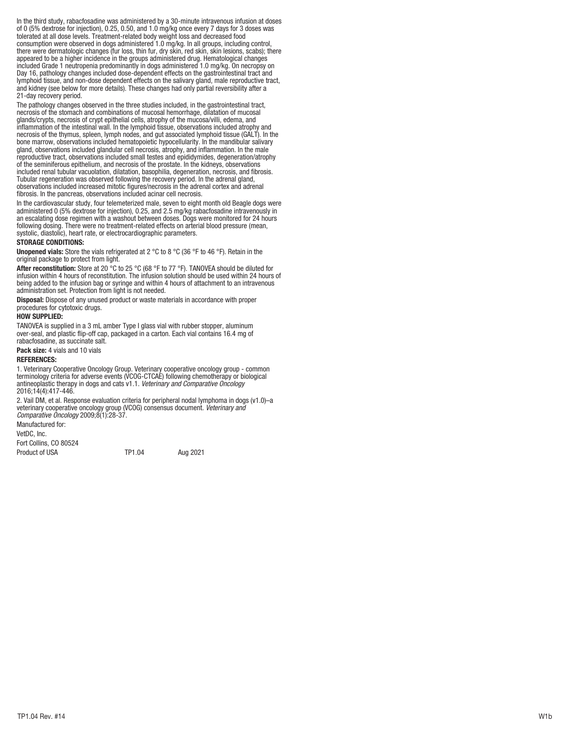In the third study, rabacfosadine was administered by a 30-minute intravenous infusion at doses of 0 (5% dextrose for injection), 0.25, 0.50, and 1.0 mg/kg once every 7 days for 3 doses was tolerated at all dose levels. Treatment-related body weight loss and decreased food consumption were observed in dogs administered 1.0 mg/kg. In all groups, including control, there were dermatologic changes (fur loss, thin fur, dry skin, red skin, skin lesions, scabs); there appeared to be a higher incidence in the groups administered drug. Hematological changes included Grade 1 neutropenia predominantly in dogs administered 1.0 mg/kg. On necropsy on Day 16, pathology changes included dose-dependent effects on the gastrointestinal tract and lymphoid tissue, and non-dose dependent effects on the salivary gland, male reproductive tract, and kidney (see below for more details). These changes had only partial reversibility after a 21-day recovery period.

The pathology changes observed in the three studies included, in the gastrointestinal tract, necrosis of the stomach and combinations of mucosal hemorrhage, dilatation of mucosal glands/crypts, necrosis of crypt epithelial cells, atrophy of the mucosa/villi, edema, and inflammation of the intestinal wall. In the lymphoid tissue, observations included atrophy and necrosis of the thymus, spleen, lymph nodes, and gut associated lymphoid tissue (GALT). In the bone marrow, observations included hematopoietic hypocellularity. In the mandibular salivary gland, observations included glandular cell necrosis, atrophy, and inflammation. In the male reproductive tract, observations included small testes and epididymides, degeneration/atrophy of the seminiferous epithelium, and necrosis of the prostate. In the kidneys, observations included renal tubular vacuolation, dilatation, basophilia, degeneration, necrosis, and fibrosis. Tubular regeneration was observed following the recovery period. In the adrenal gland, observations included increased mitotic figures/necrosis in the adrenal cortex and adrenal fibrosis. In the pancreas, observations included acinar cell necrosis.

In the cardiovascular study, four telemeterized male, seven to eight month old Beagle dogs were administered 0 (5% dextrose for injection), 0.25, and 2.5 mg/kg rabacfosadine intravenously in an escalating dose regimen with a washout between doses. Dogs were monitored for 24 hours following dosing. There were no treatment-related effects on arterial blood pressure (mean, systolic, diastolic), heart rate, or electrocardiographic parameters.

**STORAGE CONDITIONS:**

**Unopened vials:** Store the vials refrigerated at 2 °C to 8 °C (36 °F to 46 °F). Retain in the original package to protect from light.

**After reconstitution:** Store at 20 °C to 25 °C (68 °F to 77 °F). TANOVEA should be diluted for infusion within 4 hours of reconstitution. The infusion solution should be used within 24 hours of being added to the infusion bag or syringe and within 4 hours of attachment to an intravenous administration set. Protection from light is not needed.

**Disposal:** Dispose of any unused product or waste materials in accordance with proper procedures for cytotoxic drugs.

**HOW SUPPLIED:**

TANOVEA is supplied in a 3 mL amber Type I glass vial with rubber stopper, aluminum over-seal, and plastic flip-off cap, packaged in a carton. Each vial contains 16.4 mg of rabacfosadine, as succinate salt.

**Pack size:** 4 vials and 10 vials

**REFERENCES:**

1. Veterinary Cooperative Oncology Group. Veterinary cooperative oncology group - common terminology criteria for adverse events (VCOG-CTCAE) following chemotherapy or biological antineoplastic therapy in dogs and cats v1.1. *Veterinary and Comparative Oncology* 2016;14(4):417-446.

2. Vail DM, et al. Response evaluation criteria for peripheral nodal lymphoma in dogs (v1.0)–a veterinary cooperative oncology group (VCOG) consensus document. *Veterinary and Comparative Oncology* 2009;8(1):28-37.

Manufactured for:

VetDC, Inc.

Fort Collins, CO 80524

Product of USA TP1.04 Aug 2021

TP1.04 Rev. #14 W1b